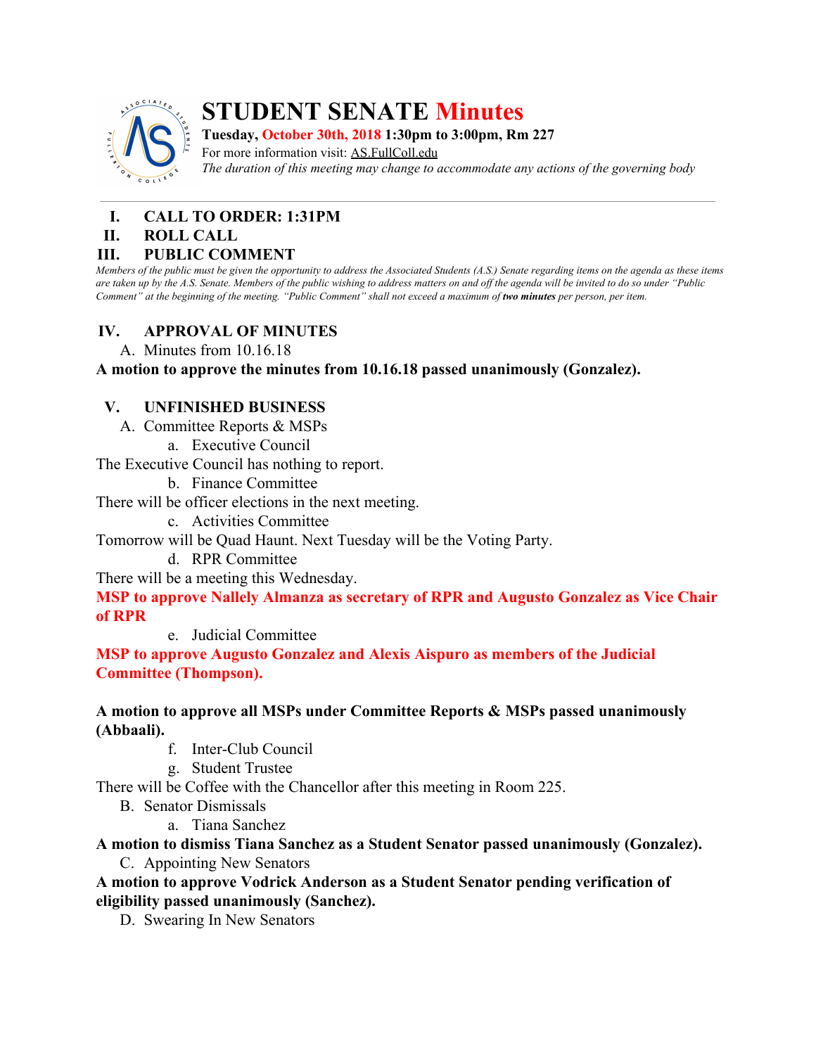# STUDENT SENATE Minutes

**Tuesday, October 30th, 2018 1:30pm to 3:00pm, Rm 227**

For more information visit: AS.FullColl.edu

*The duration of this meeting may change to accommodate any actions of the governing body*

---

## I. CALL TO ORDER: 1:31PM

## II. ROLL CALL

## III. PUBLIC COMMENT

*Members of the public must be given the opportunity to address the Associated Students (A.S.) Senate regarding items on the agenda as these items are taken up by the A.S. Senate. Members of the public wishing to address matters on and off the agenda will be invited to do so under "Public Comment" at the beginning of the meeting. "Public Comment" shall not exceed a maximum of* ***two minutes*** *per person, per item.*

## IV. APPROVAL OF MINUTES

A. Minutes from 10.16.18

**A motion to approve the minutes from 10.16.18 passed unanimously (Gonzalez).**

## V. UNFINISHED BUSINESS

A. Committee Reports & MSPs

a. Executive Council

The Executive Council has nothing to report.

b. Finance Committee

There will be officer elections in the next meeting.

c. Activities Committee

Tomorrow will be Quad Haunt. Next Tuesday will be the Voting Party.

d. RPR Committee

There will be a meeting this Wednesday.

**MSP to approve Nallely Almanza as secretary of RPR and Augusto Gonzalez as Vice Chair of RPR**

e. Judicial Committee

**MSP to approve Augusto Gonzalez and Alexis Aispuro as members of the Judicial Committee (Thompson).**

**A motion to approve all MSPs under Committee Reports & MSPs passed unanimously (Abbaali).**

f. Inter-Club Council

g. Student Trustee

There will be Coffee with the Chancellor after this meeting in Room 225.

B. Senator Dismissals

a. Tiana Sanchez

**A motion to dismiss Tiana Sanchez as a Student Senator passed unanimously (Gonzalez).**

C. Appointing New Senators

**A motion to approve Vodrick Anderson as a Student Senator pending verification of eligibility passed unanimously (Sanchez).**

D. Swearing In New Senators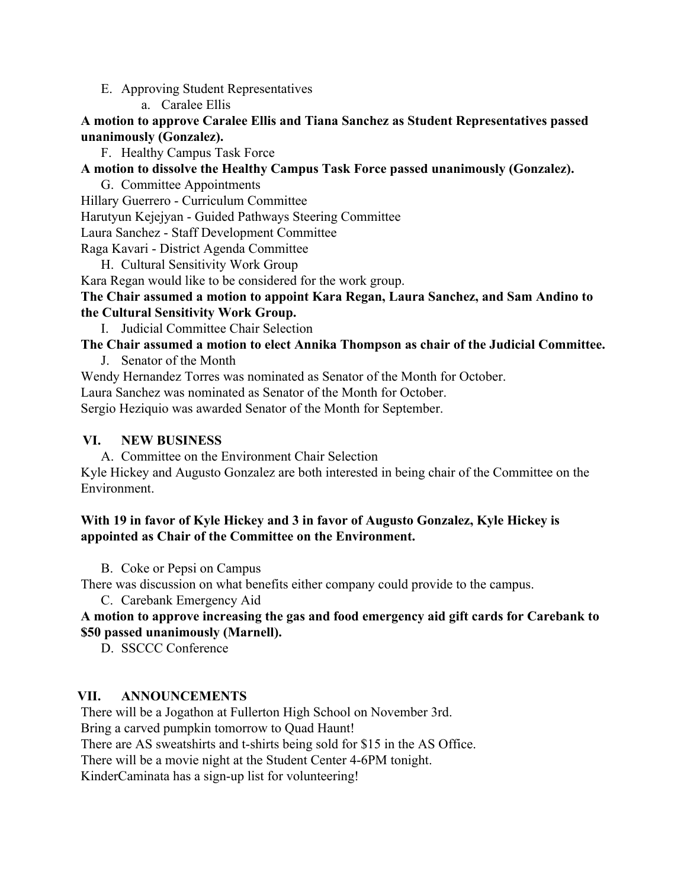E. Approving Student Representatives

a. Caralee Ellis

**A motion to approve Caralee Ellis and Tiana Sanchez as Student Representatives passed unanimously (Gonzalez).**

F. Healthy Campus Task Force

**A motion to dissolve the Healthy Campus Task Force passed unanimously (Gonzalez).**

G. Committee Appointments

Hillary Guerrero - Curriculum Committee
Harutyun Kejejyan - Guided Pathways Steering Committee
Laura Sanchez - Staff Development Committee
Raga Kavari - District Agenda Committee

H. Cultural Sensitivity Work Group

Kara Regan would like to be considered for the work group.

**The Chair assumed a motion to appoint Kara Regan, Laura Sanchez, and Sam Andino to the Cultural Sensitivity Work Group.**

I. Judicial Committee Chair Selection

**The Chair assumed a motion to elect Annika Thompson as chair of the Judicial Committee.**

J. Senator of the Month

Wendy Hernandez Torres was nominated as Senator of the Month for October.
Laura Sanchez was nominated as Senator of the Month for October.
Sergio Heziquio was awarded Senator of the Month for September.

## VI. NEW BUSINESS

A. Committee on the Environment Chair Selection

Kyle Hickey and Augusto Gonzalez are both interested in being chair of the Committee on the Environment.

**With 19 in favor of Kyle Hickey and 3 in favor of Augusto Gonzalez, Kyle Hickey is appointed as Chair of the Committee on the Environment.**

B. Coke or Pepsi on Campus

There was discussion on what benefits either company could provide to the campus.

C. Carebank Emergency Aid

**A motion to approve increasing the gas and food emergency aid gift cards for Carebank to $50 passed unanimously (Marnell).**

D. SSCCC Conference

## VII. ANNOUNCEMENTS

There will be a Jogathon at Fullerton High School on November 3rd.
Bring a carved pumpkin tomorrow to Quad Haunt!
There are AS sweatshirts and t-shirts being sold for $15 in the AS Office.
There will be a movie night at the Student Center 4-6PM tonight.
KinderCaminata has a sign-up list for volunteering!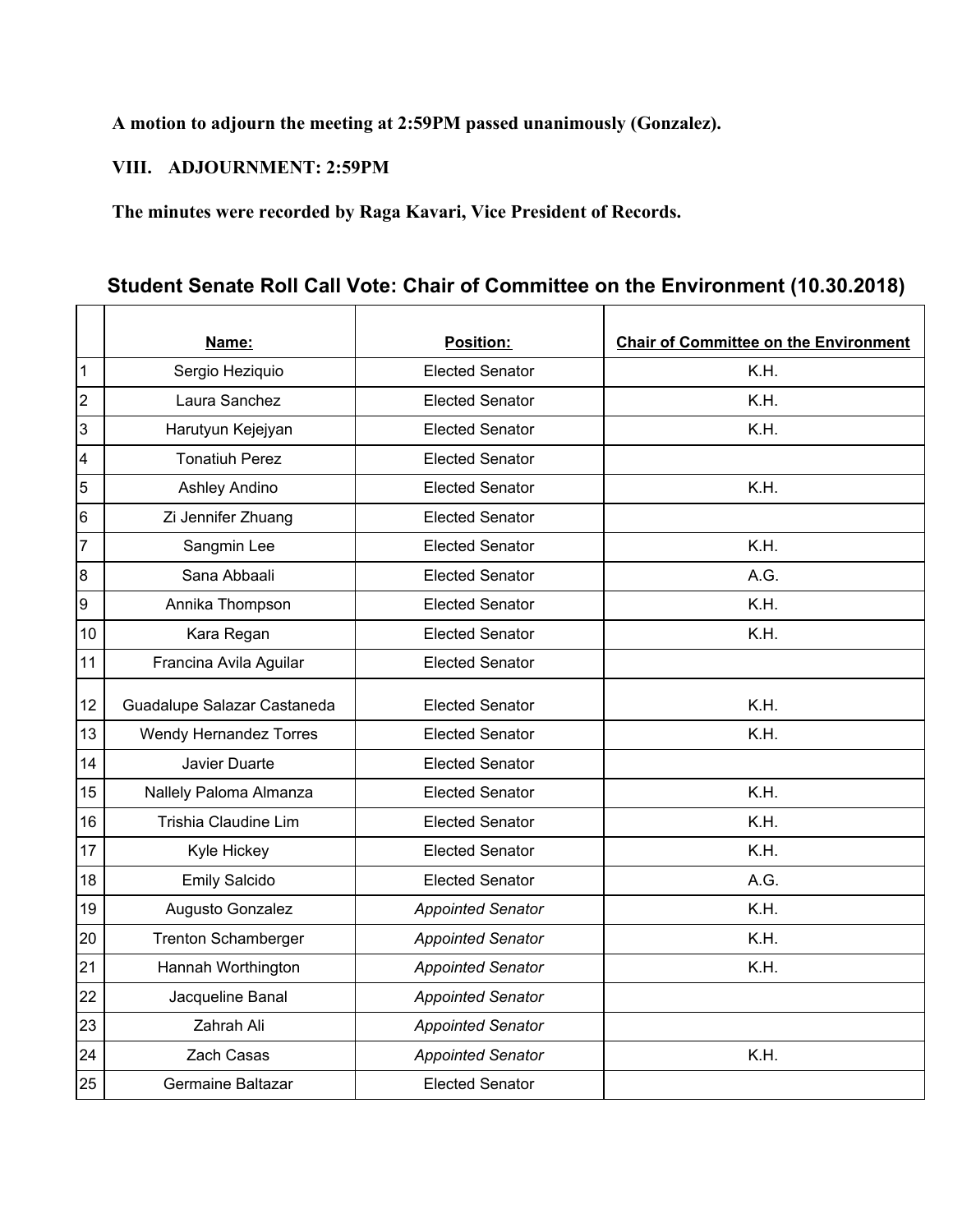**A motion to adjourn the meeting at 2:59PM passed unanimously (Gonzalez).**

**VIII. ADJOURNMENT: 2:59PM**

**The minutes were recorded by Raga Kavari, Vice President of Records.**

## Student Senate Roll Call Vote: Chair of Committee on the Environment (10.30.2018)

| | Name: | Position: | Chair of Committee on the Environment |
|---|---|---|---|
| 1 | Sergio Heziquio | Elected Senator | K.H. |
| 2 | Laura Sanchez | Elected Senator | K.H. |
| 3 | Harutyun Kejejyan | Elected Senator | K.H. |
| 4 | Tonatiuh Perez | Elected Senator | |
| 5 | Ashley Andino | Elected Senator | K.H. |
| 6 | Zi Jennifer Zhuang | Elected Senator | |
| 7 | Sangmin Lee | Elected Senator | K.H. |
| 8 | Sana Abbaali | Elected Senator | A.G. |
| 9 | Annika Thompson | Elected Senator | K.H. |
| 10 | Kara Regan | Elected Senator | K.H. |
| 11 | Francina Avila Aguilar | Elected Senator | |
| 12 | Guadalupe Salazar Castaneda | Elected Senator | K.H. |
| 13 | Wendy Hernandez Torres | Elected Senator | K.H. |
| 14 | Javier Duarte | Elected Senator | |
| 15 | Nallely Paloma Almanza | Elected Senator | K.H. |
| 16 | Trishia Claudine Lim | Elected Senator | K.H. |
| 17 | Kyle Hickey | Elected Senator | K.H. |
| 18 | Emily Salcido | Elected Senator | A.G. |
| 19 | Augusto Gonzalez | *Appointed Senator* | K.H. |
| 20 | Trenton Schamberger | *Appointed Senator* | K.H. |
| 21 | Hannah Worthington | *Appointed Senator* | K.H. |
| 22 | Jacqueline Banal | *Appointed Senator* | |
| 23 | Zahrah Ali | *Appointed Senator* | |
| 24 | Zach Casas | *Appointed Senator* | K.H. |
| 25 | Germaine Baltazar | Elected Senator | |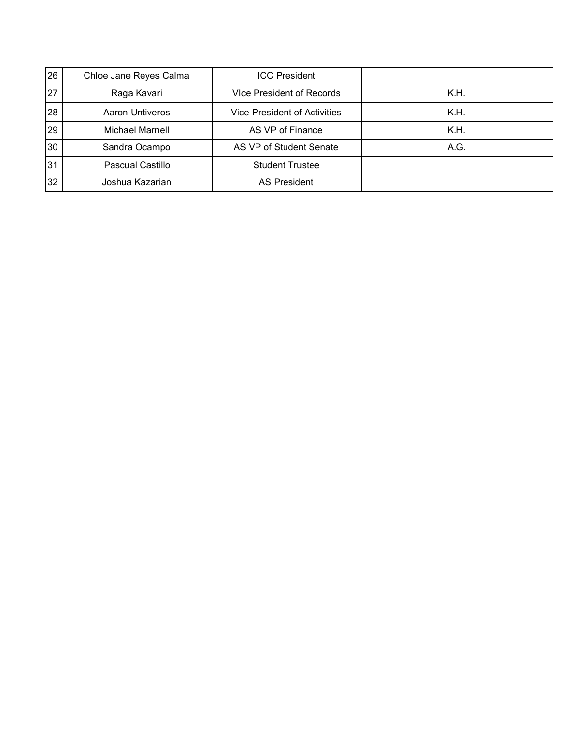| | | | |
|---|---|---|---|
| 26 | Chloe Jane Reyes Calma | ICC President | |
| 27 | Raga Kavari | VIce President of Records | K.H. |
| 28 | Aaron Untiveros | Vice-President of Activities | K.H. |
| 29 | Michael Marnell | AS VP of Finance | K.H. |
| 30 | Sandra Ocampo | AS VP of Student Senate | A.G. |
| 31 | Pascual Castillo | Student Trustee | |
| 32 | Joshua Kazarian | AS President | |